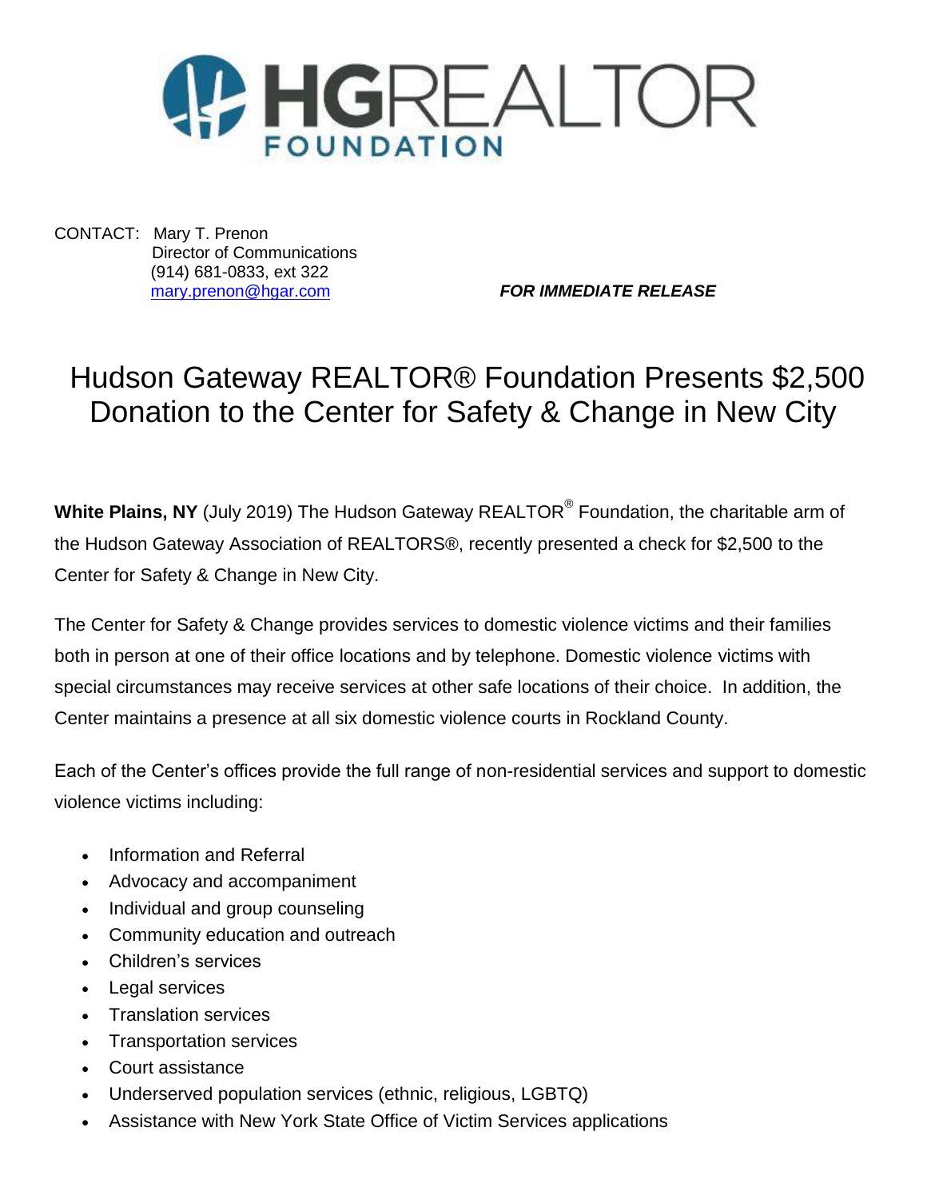HGREALTOR FOUNDATION

CONTACT: Mary T. Prenon
Director of Communications
(914) 681-0833, ext 322
mary.prenon@hgar.com

***FOR IMMEDIATE RELEASE***

# Hudson Gateway REALTOR® Foundation Presents $2,500 Donation to the Center for Safety & Change in New City

**White Plains, NY** (July 2019) The Hudson Gateway REALTOR® Foundation, the charitable arm of the Hudson Gateway Association of REALTORS®, recently presented a check for $2,500 to the Center for Safety & Change in New City.

The Center for Safety & Change provides services to domestic violence victims and their families both in person at one of their office locations and by telephone. Domestic violence victims with special circumstances may receive services at other safe locations of their choice. In addition, the Center maintains a presence at all six domestic violence courts in Rockland County.

Each of the Center's offices provide the full range of non-residential services and support to domestic violence victims including:

- Information and Referral
- Advocacy and accompaniment
- Individual and group counseling
- Community education and outreach
- Children's services
- Legal services
- Translation services
- Transportation services
- Court assistance
- Underserved population services (ethnic, religious, LGBTQ)
- Assistance with New York State Office of Victim Services applications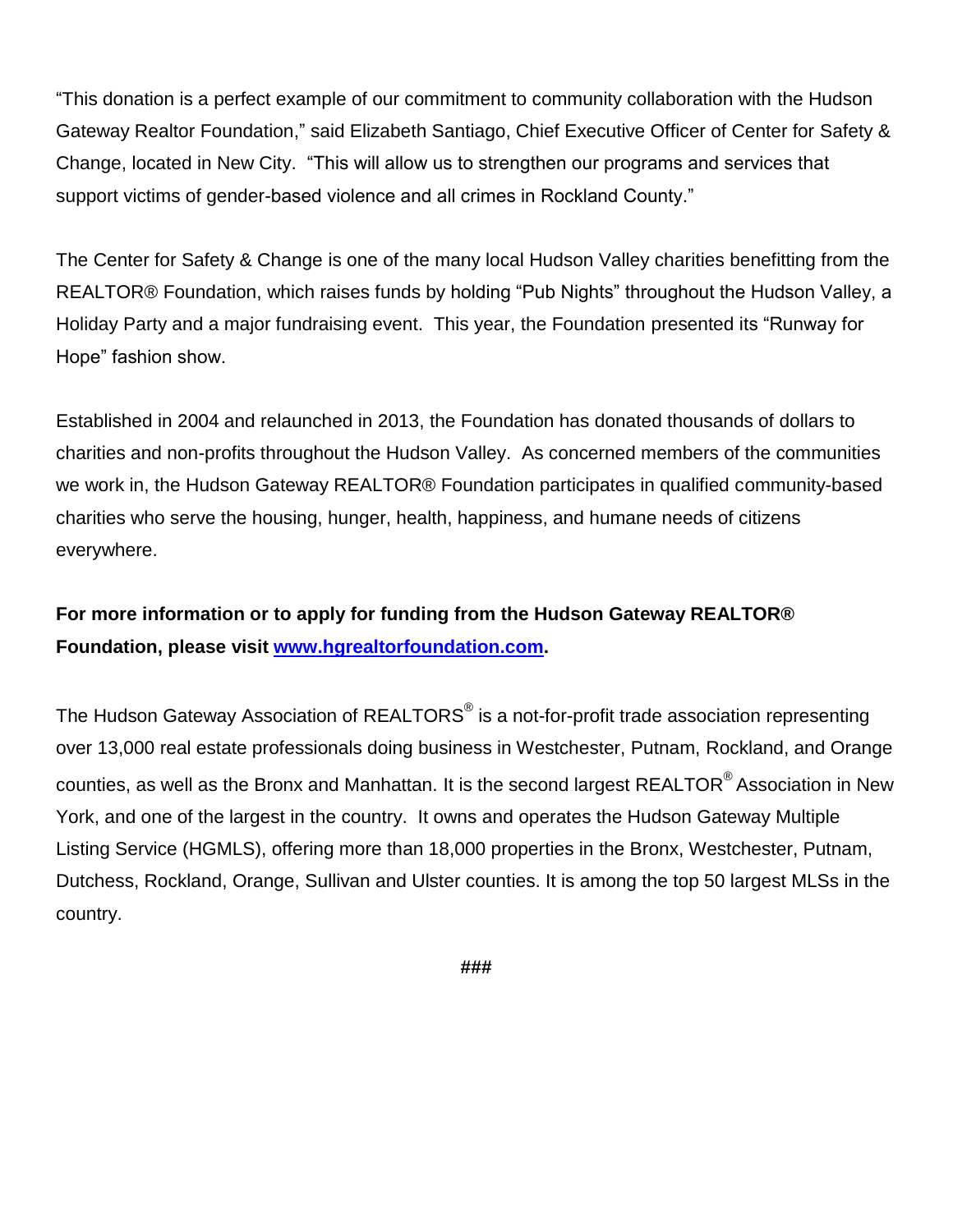"This donation is a perfect example of our commitment to community collaboration with the Hudson Gateway Realtor Foundation," said Elizabeth Santiago, Chief Executive Officer of Center for Safety & Change, located in New City. "This will allow us to strengthen our programs and services that support victims of gender-based violence and all crimes in Rockland County."

The Center for Safety & Change is one of the many local Hudson Valley charities benefitting from the REALTOR® Foundation, which raises funds by holding "Pub Nights" throughout the Hudson Valley, a Holiday Party and a major fundraising event. This year, the Foundation presented its "Runway for Hope" fashion show.

Established in 2004 and relaunched in 2013, the Foundation has donated thousands of dollars to charities and non-profits throughout the Hudson Valley. As concerned members of the communities we work in, the Hudson Gateway REALTOR® Foundation participates in qualified community-based charities who serve the housing, hunger, health, happiness, and humane needs of citizens everywhere.

**For more information or to apply for funding from the Hudson Gateway REALTOR® Foundation, please visit [www.hgrealtorfoundation.com](http://www.hgrealtorfoundation.com).**

The Hudson Gateway Association of REALTORS® is a not-for-profit trade association representing over 13,000 real estate professionals doing business in Westchester, Putnam, Rockland, and Orange counties, as well as the Bronx and Manhattan. It is the second largest REALTOR® Association in New York, and one of the largest in the country. It owns and operates the Hudson Gateway Multiple Listing Service (HGMLS), offering more than 18,000 properties in the Bronx, Westchester, Putnam, Dutchess, Rockland, Orange, Sullivan and Ulster counties. It is among the top 50 largest MLSs in the country.

###